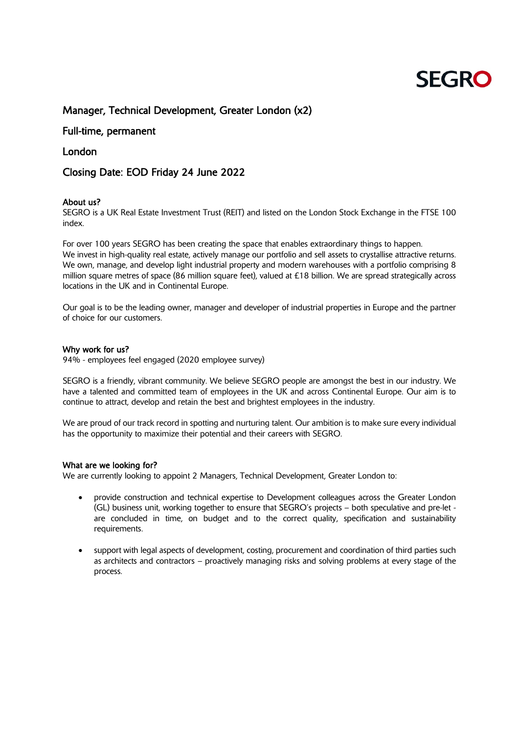SEGRO

# Manager, Technical Development, Greater London (x2)

## Full-time, permanent

## London

## Closing Date: EOD Friday 24 June 2022

### About us?

SEGRO is a UK Real Estate Investment Trust (REIT) and listed on the London Stock Exchange in the FTSE 100 index.

For over 100 years SEGRO has been creating the space that enables extraordinary things to happen. We invest in high-quality real estate, actively manage our portfolio and sell assets to crystallise attractive returns. We own, manage, and develop light industrial property and modern warehouses with a portfolio comprising 8 million square metres of space (86 million square feet), valued at £18 billion. We are spread strategically across locations in the UK and in Continental Europe.

Our goal is to be the leading owner, manager and developer of industrial properties in Europe and the partner of choice for our customers.

### Why work for us?

94% - employees feel engaged (2020 employee survey)

SEGRO is a friendly, vibrant community. We believe SEGRO people are amongst the best in our industry. We have a talented and committed team of employees in the UK and across Continental Europe. Our aim is to continue to attract, develop and retain the best and brightest employees in the industry.

We are proud of our track record in spotting and nurturing talent. Our ambition is to make sure every individual has the opportunity to maximize their potential and their careers with SEGRO.

### What are we looking for?

We are currently looking to appoint 2 Managers, Technical Development, Greater London to:

- provide construction and technical expertise to Development colleagues across the Greater London (GL) business unit, working together to ensure that SEGRO's projects – both speculative and pre-let - are concluded in time, on budget and to the correct quality, specification and sustainability requirements.
- support with legal aspects of development, costing, procurement and coordination of third parties such as architects and contractors – proactively managing risks and solving problems at every stage of the process.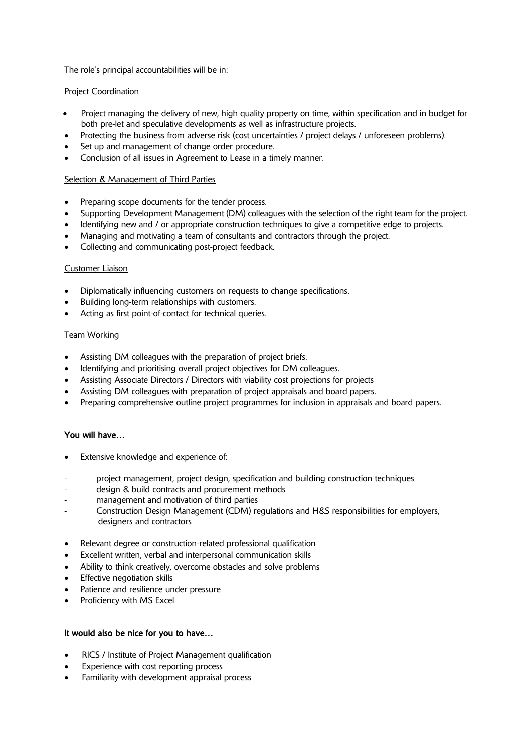The role's principal accountabilities will be in:

Project Coordination

- Project managing the delivery of new, high quality property on time, within specification and in budget for both pre-let and speculative developments as well as infrastructure projects.
- Protecting the business from adverse risk (cost uncertainties / project delays / unforeseen problems).
- Set up and management of change order procedure.
- Conclusion of all issues in Agreement to Lease in a timely manner.

Selection & Management of Third Parties

- Preparing scope documents for the tender process.
- Supporting Development Management (DM) colleagues with the selection of the right team for the project.
- Identifying new and / or appropriate construction techniques to give a competitive edge to projects.
- Managing and motivating a team of consultants and contractors through the project.
- Collecting and communicating post-project feedback.

Customer Liaison

- Diplomatically influencing customers on requests to change specifications.
- Building long-term relationships with customers.
- Acting as first point-of-contact for technical queries.

Team Working

- Assisting DM colleagues with the preparation of project briefs.
- Identifying and prioritising overall project objectives for DM colleagues.
- Assisting Associate Directors / Directors with viability cost projections for projects
- Assisting DM colleagues with preparation of project appraisals and board papers.
- Preparing comprehensive outline project programmes for inclusion in appraisals and board papers.

**You will have…**

- Extensive knowledge and experience of:
  - project management, project design, specification and building construction techniques
  - design & build contracts and procurement methods
  - management and motivation of third parties
  - Construction Design Management (CDM) regulations and H&S responsibilities for employers, designers and contractors
- Relevant degree or construction-related professional qualification
- Excellent written, verbal and interpersonal communication skills
- Ability to think creatively, overcome obstacles and solve problems
- Effective negotiation skills
- Patience and resilience under pressure
- Proficiency with MS Excel

**It would also be nice for you to have…**

- RICS / Institute of Project Management qualification
- Experience with cost reporting process
- Familiarity with development appraisal process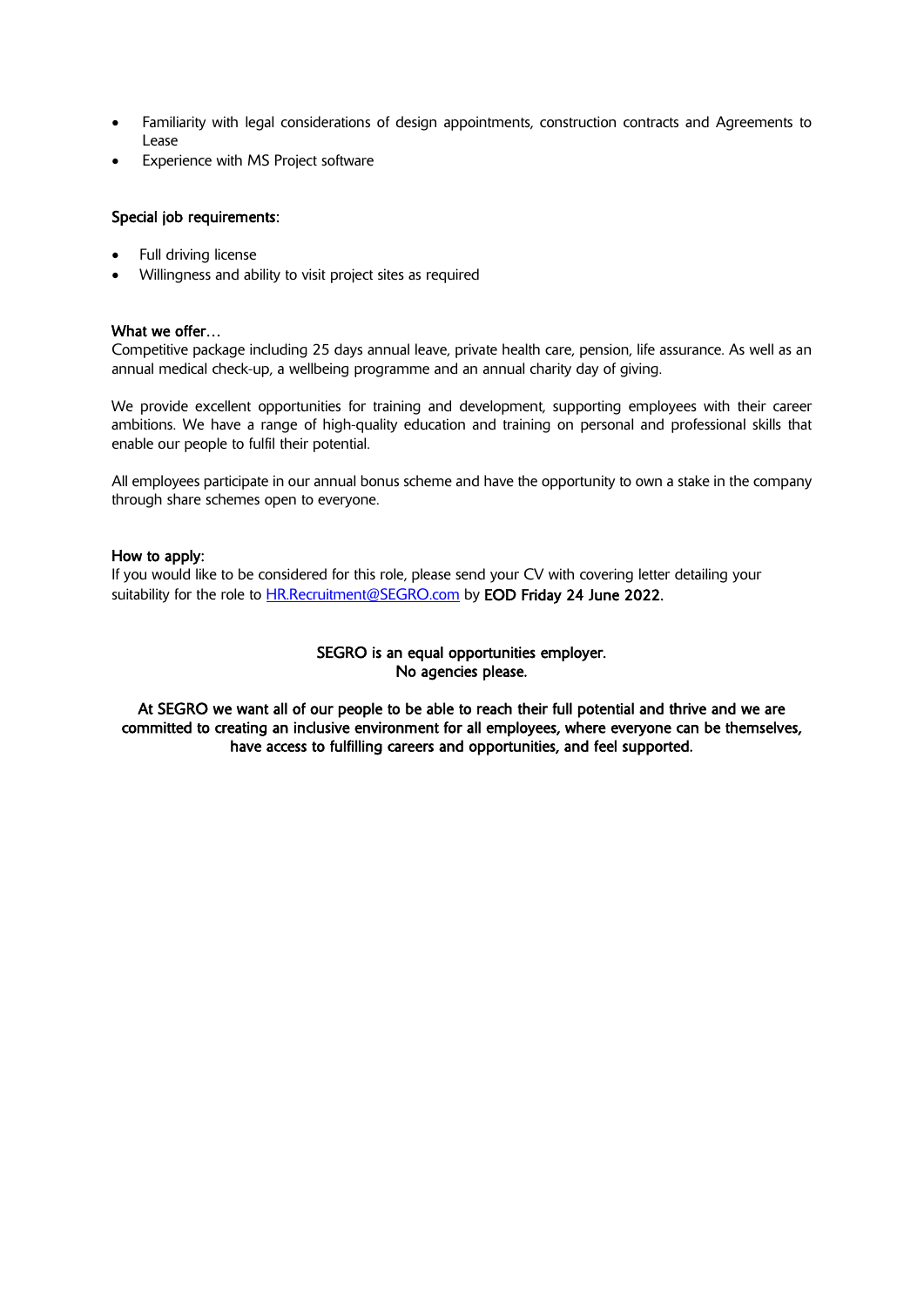- Familiarity with legal considerations of design appointments, construction contracts and Agreements to Lease
- Experience with MS Project software

**Special job requirements:**

- Full driving license
- Willingness and ability to visit project sites as required

**What we offer…**

Competitive package including 25 days annual leave, private health care, pension, life assurance. As well as an annual medical check-up, a wellbeing programme and an annual charity day of giving.

We provide excellent opportunities for training and development, supporting employees with their career ambitions. We have a range of high-quality education and training on personal and professional skills that enable our people to fulfil their potential.

All employees participate in our annual bonus scheme and have the opportunity to own a stake in the company through share schemes open to everyone.

**How to apply:**

If you would like to be considered for this role, please send your CV with covering letter detailing your suitability for the role to [HR.Recruitment@SEGRO.com](mailto:HR.Recruitment@SEGRO.com) by **EOD Friday 24 June 2022.**

**SEGRO is an equal opportunities employer.**
**No agencies please.**

**At SEGRO we want all of our people to be able to reach their full potential and thrive and we are committed to creating an inclusive environment for all employees, where everyone can be themselves, have access to fulfilling careers and opportunities, and feel supported.**